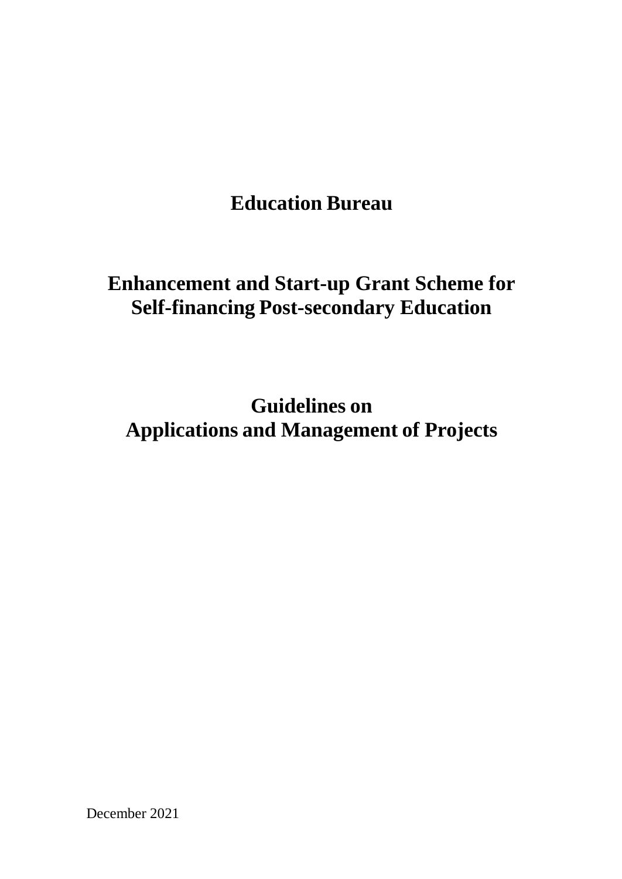# Education Bureau

# Enhancement and Start-up Grant Scheme for Self-financing Post-secondary Education

# Guidelines on Applications and Management of Projects

December 2021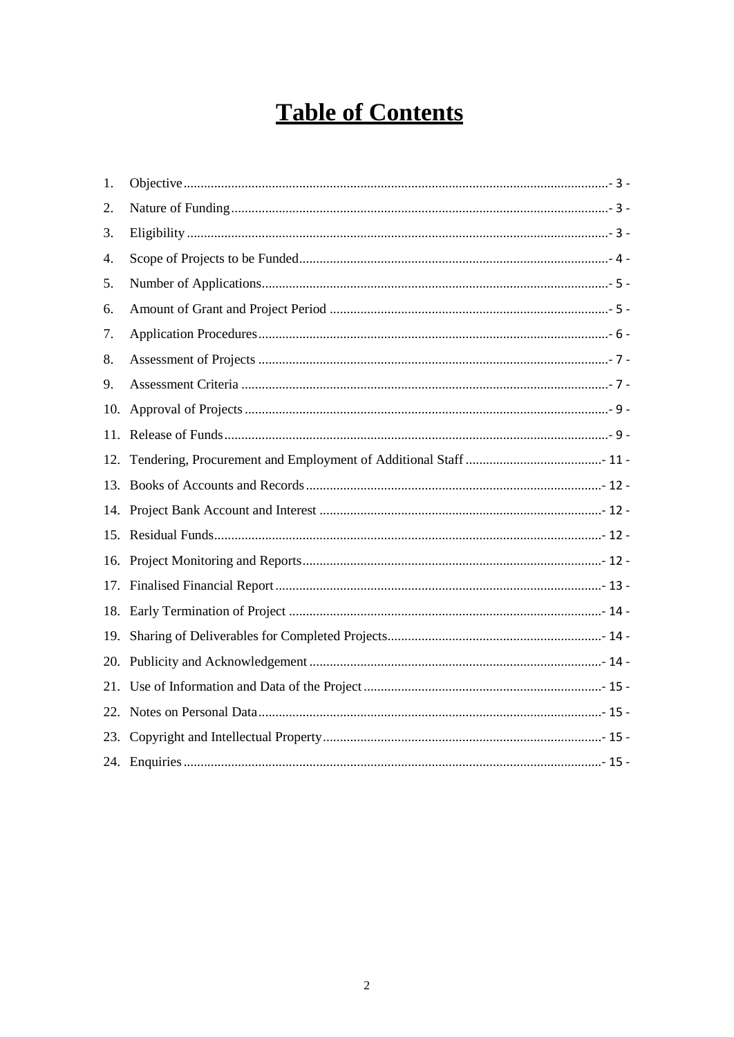# Table of Contents

1. Objective - 3 -
2. Nature of Funding - 3 -
3. Eligibility - 3 -
4. Scope of Projects to be Funded - 4 -
5. Number of Applications - 5 -
6. Amount of Grant and Project Period - 5 -
7. Application Procedures - 6 -
8. Assessment of Projects - 7 -
9. Assessment Criteria - 7 -
10. Approval of Projects - 9 -
11. Release of Funds - 9 -
12. Tendering, Procurement and Employment of Additional Staff - 11 -
13. Books of Accounts and Records - 12 -
14. Project Bank Account and Interest - 12 -
15. Residual Funds - 12 -
16. Project Monitoring and Reports - 12 -
17. Finalised Financial Report - 13 -
18. Early Termination of Project - 14 -
19. Sharing of Deliverables for Completed Projects - 14 -
20. Publicity and Acknowledgement - 14 -
21. Use of Information and Data of the Project - 15 -
22. Notes on Personal Data - 15 -
23. Copyright and Intellectual Property - 15 -
24. Enquiries - 15 -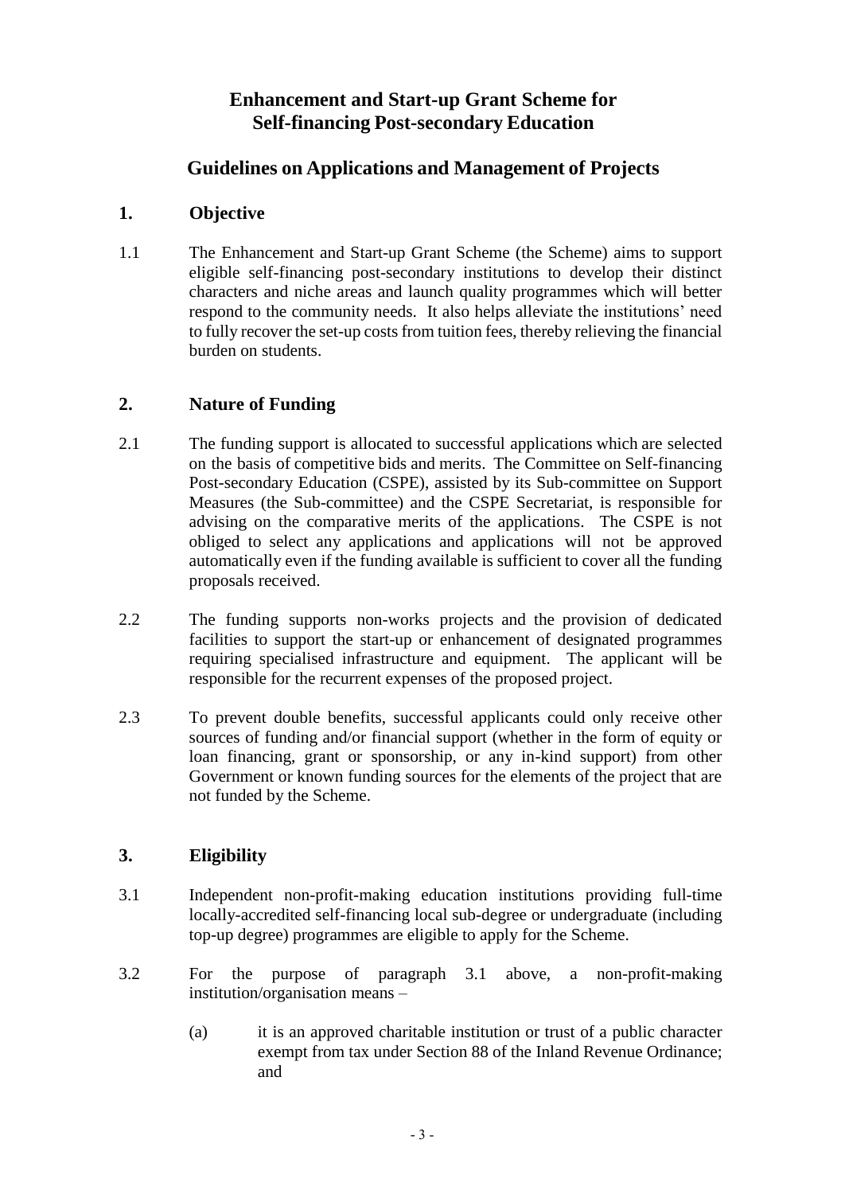# Enhancement and Start-up Grant Scheme for Self-financing Post-secondary Education

## Guidelines on Applications and Management of Projects

### 1. Objective

1.1 The Enhancement and Start-up Grant Scheme (the Scheme) aims to support eligible self-financing post-secondary institutions to develop their distinct characters and niche areas and launch quality programmes which will better respond to the community needs. It also helps alleviate the institutions' need to fully recover the set-up costs from tuition fees, thereby relieving the financial burden on students.

### 2. Nature of Funding

2.1 The funding support is allocated to successful applications which are selected on the basis of competitive bids and merits. The Committee on Self-financing Post-secondary Education (CSPE), assisted by its Sub-committee on Support Measures (the Sub-committee) and the CSPE Secretariat, is responsible for advising on the comparative merits of the applications. The CSPE is not obliged to select any applications and applications will not be approved automatically even if the funding available is sufficient to cover all the funding proposals received.

2.2 The funding supports non-works projects and the provision of dedicated facilities to support the start-up or enhancement of designated programmes requiring specialised infrastructure and equipment. The applicant will be responsible for the recurrent expenses of the proposed project.

2.3 To prevent double benefits, successful applicants could only receive other sources of funding and/or financial support (whether in the form of equity or loan financing, grant or sponsorship, or any in-kind support) from other Government or known funding sources for the elements of the project that are not funded by the Scheme.

### 3. Eligibility

3.1 Independent non-profit-making education institutions providing full-time locally-accredited self-financing local sub-degree or undergraduate (including top-up degree) programmes are eligible to apply for the Scheme.

3.2 For the purpose of paragraph 3.1 above, a non-profit-making institution/organisation means –

(a) it is an approved charitable institution or trust of a public character exempt from tax under Section 88 of the Inland Revenue Ordinance; and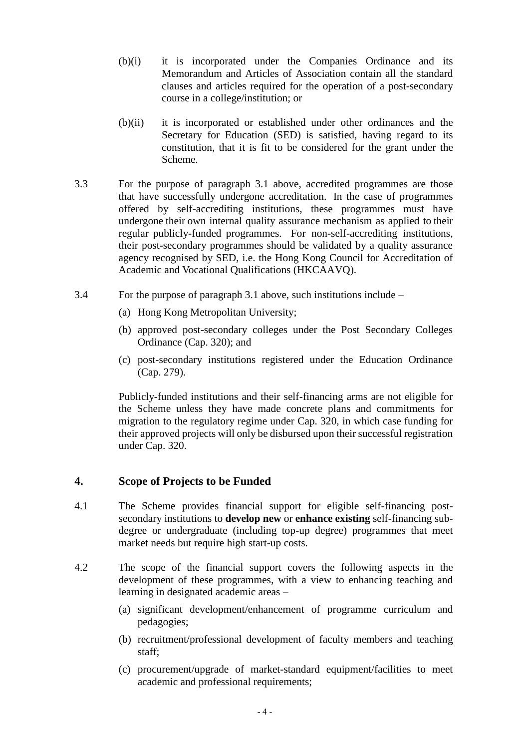(b)(i) it is incorporated under the Companies Ordinance and its Memorandum and Articles of Association contain all the standard clauses and articles required for the operation of a post-secondary course in a college/institution; or

(b)(ii) it is incorporated or established under other ordinances and the Secretary for Education (SED) is satisfied, having regard to its constitution, that it is fit to be considered for the grant under the Scheme.

3.3 For the purpose of paragraph 3.1 above, accredited programmes are those that have successfully undergone accreditation. In the case of programmes offered by self-accrediting institutions, these programmes must have undergone their own internal quality assurance mechanism as applied to their regular publicly-funded programmes. For non-self-accrediting institutions, their post-secondary programmes should be validated by a quality assurance agency recognised by SED, i.e. the Hong Kong Council for Accreditation of Academic and Vocational Qualifications (HKCAAVQ).

3.4 For the purpose of paragraph 3.1 above, such institutions include –

(a) Hong Kong Metropolitan University;

(b) approved post-secondary colleges under the Post Secondary Colleges Ordinance (Cap. 320); and

(c) post-secondary institutions registered under the Education Ordinance (Cap. 279).

Publicly-funded institutions and their self-financing arms are not eligible for the Scheme unless they have made concrete plans and commitments for migration to the regulatory regime under Cap. 320, in which case funding for their approved projects will only be disbursed upon their successful registration under Cap. 320.

## 4. Scope of Projects to be Funded

4.1 The Scheme provides financial support for eligible self-financing post-secondary institutions to **develop new** or **enhance existing** self-financing sub-degree or undergraduate (including top-up degree) programmes that meet market needs but require high start-up costs.

4.2 The scope of the financial support covers the following aspects in the development of these programmes, with a view to enhancing teaching and learning in designated academic areas –

(a) significant development/enhancement of programme curriculum and pedagogies;

(b) recruitment/professional development of faculty members and teaching staff;

(c) procurement/upgrade of market-standard equipment/facilities to meet academic and professional requirements;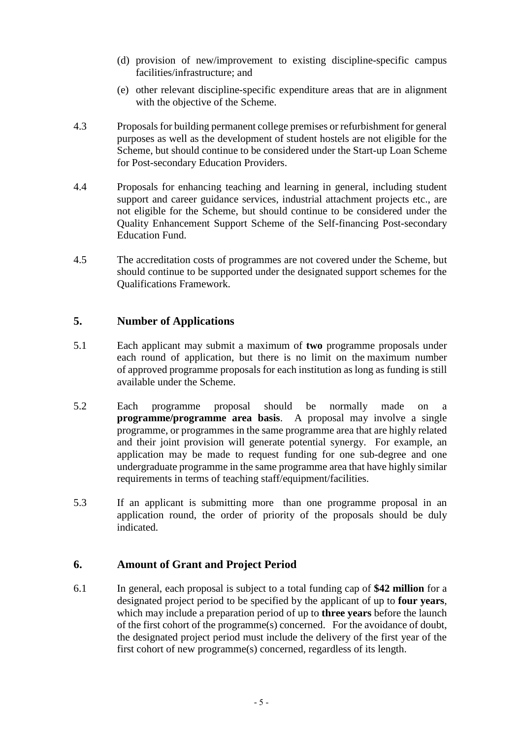(d) provision of new/improvement to existing discipline-specific campus facilities/infrastructure; and

(e) other relevant discipline-specific expenditure areas that are in alignment with the objective of the Scheme.

4.3 Proposals for building permanent college premises or refurbishment for general purposes as well as the development of student hostels are not eligible for the Scheme, but should continue to be considered under the Start-up Loan Scheme for Post-secondary Education Providers.

4.4 Proposals for enhancing teaching and learning in general, including student support and career guidance services, industrial attachment projects etc., are not eligible for the Scheme, but should continue to be considered under the Quality Enhancement Support Scheme of the Self-financing Post-secondary Education Fund.

4.5 The accreditation costs of programmes are not covered under the Scheme, but should continue to be supported under the designated support schemes for the Qualifications Framework.

## 5. Number of Applications

5.1 Each applicant may submit a maximum of **two** programme proposals under each round of application, but there is no limit on the maximum number of approved programme proposals for each institution as long as funding is still available under the Scheme.

5.2 Each programme proposal should be normally made on a **programme/programme area basis**. A proposal may involve a single programme, or programmes in the same programme area that are highly related and their joint provision will generate potential synergy. For example, an application may be made to request funding for one sub-degree and one undergraduate programme in the same programme area that have highly similar requirements in terms of teaching staff/equipment/facilities.

5.3 If an applicant is submitting more than one programme proposal in an application round, the order of priority of the proposals should be duly indicated.

## 6. Amount of Grant and Project Period

6.1 In general, each proposal is subject to a total funding cap of **$42 million** for a designated project period to be specified by the applicant of up to **four years**, which may include a preparation period of up to **three years** before the launch of the first cohort of the programme(s) concerned. For the avoidance of doubt, the designated project period must include the delivery of the first year of the first cohort of new programme(s) concerned, regardless of its length.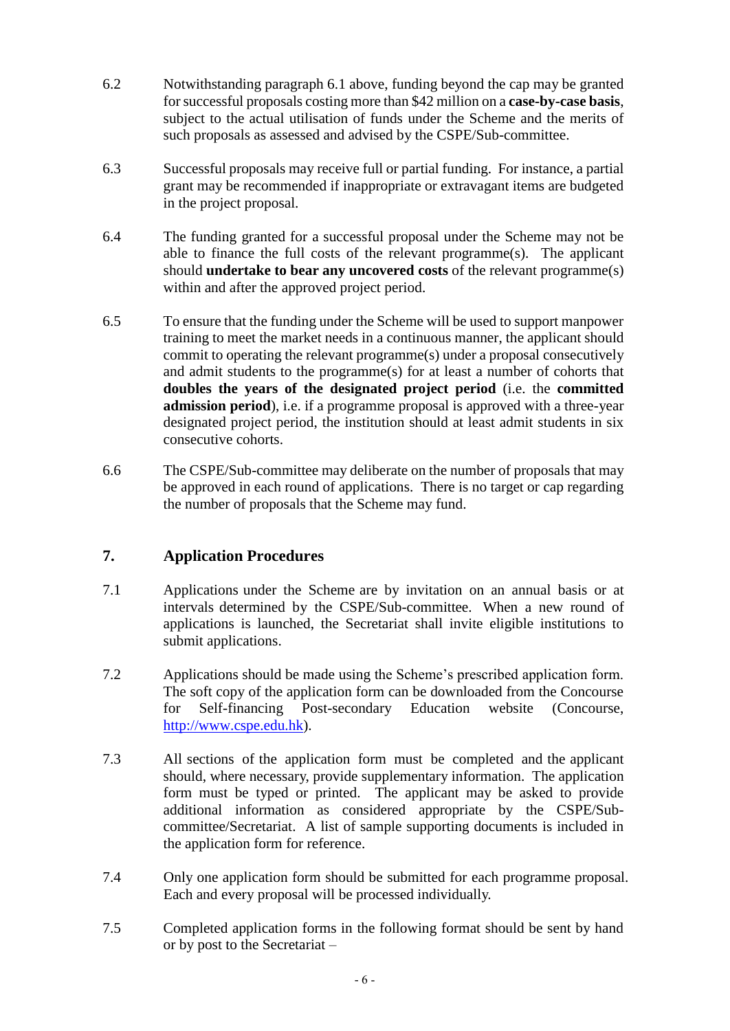6.2 Notwithstanding paragraph 6.1 above, funding beyond the cap may be granted for successful proposals costing more than $42 million on a **case-by-case basis**, subject to the actual utilisation of funds under the Scheme and the merits of such proposals as assessed and advised by the CSPE/Sub-committee.

6.3 Successful proposals may receive full or partial funding. For instance, a partial grant may be recommended if inappropriate or extravagant items are budgeted in the project proposal.

6.4 The funding granted for a successful proposal under the Scheme may not be able to finance the full costs of the relevant programme(s). The applicant should **undertake to bear any uncovered costs** of the relevant programme(s) within and after the approved project period.

6.5 To ensure that the funding under the Scheme will be used to support manpower training to meet the market needs in a continuous manner, the applicant should commit to operating the relevant programme(s) under a proposal consecutively and admit students to the programme(s) for at least a number of cohorts that **doubles the years of the designated project period** (i.e. the **committed admission period**), i.e. if a programme proposal is approved with a three-year designated project period, the institution should at least admit students in six consecutive cohorts.

6.6 The CSPE/Sub-committee may deliberate on the number of proposals that may be approved in each round of applications. There is no target or cap regarding the number of proposals that the Scheme may fund.

## 7. Application Procedures

7.1 Applications under the Scheme are by invitation on an annual basis or at intervals determined by the CSPE/Sub-committee. When a new round of applications is launched, the Secretariat shall invite eligible institutions to submit applications.

7.2 Applications should be made using the Scheme's prescribed application form. The soft copy of the application form can be downloaded from the Concourse for Self-financing Post-secondary Education website (Concourse, http://www.cspe.edu.hk).

7.3 All sections of the application form must be completed and the applicant should, where necessary, provide supplementary information. The application form must be typed or printed. The applicant may be asked to provide additional information as considered appropriate by the CSPE/Sub-committee/Secretariat. A list of sample supporting documents is included in the application form for reference.

7.4 Only one application form should be submitted for each programme proposal. Each and every proposal will be processed individually.

7.5 Completed application forms in the following format should be sent by hand or by post to the Secretariat –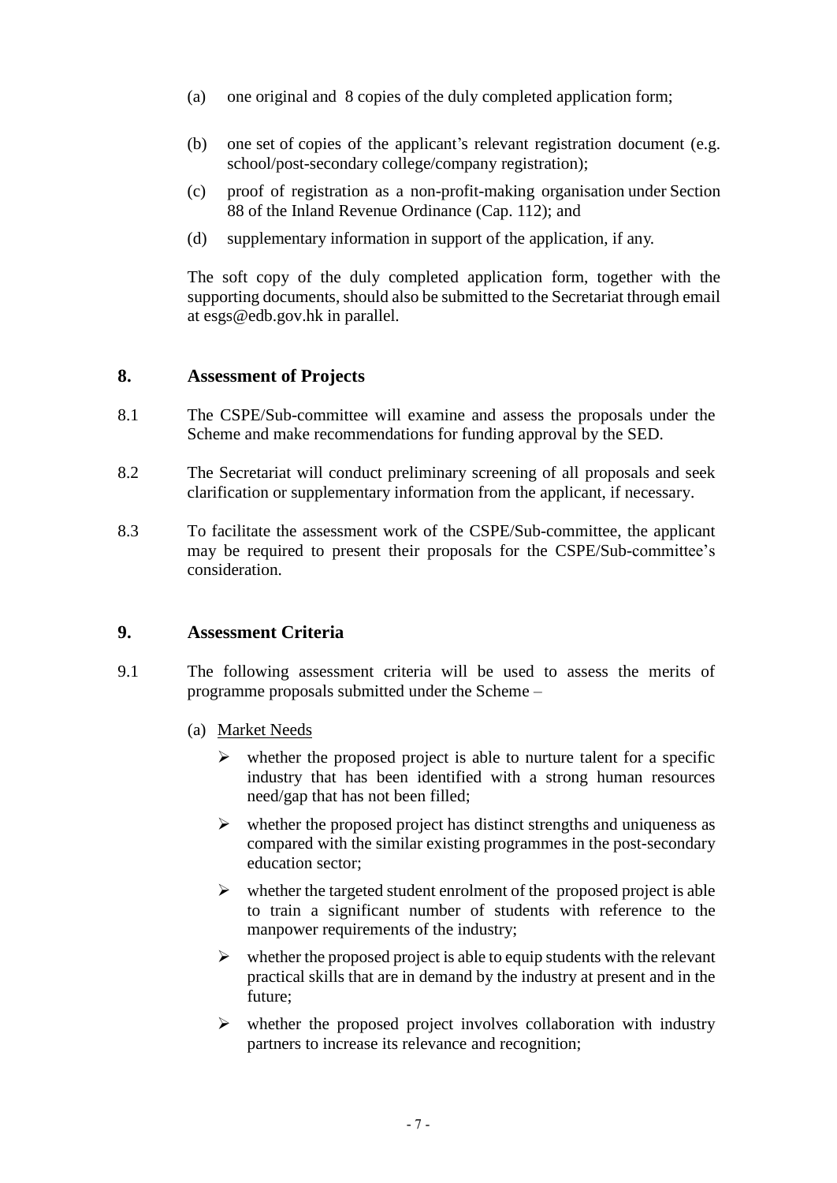(a) one original and 8 copies of the duly completed application form;

(b) one set of copies of the applicant's relevant registration document (e.g. school/post-secondary college/company registration);

(c) proof of registration as a non-profit-making organisation under Section 88 of the Inland Revenue Ordinance (Cap. 112); and

(d) supplementary information in support of the application, if any.

The soft copy of the duly completed application form, together with the supporting documents, should also be submitted to the Secretariat through email at esgs@edb.gov.hk in parallel.

## 8. Assessment of Projects

8.1 The CSPE/Sub-committee will examine and assess the proposals under the Scheme and make recommendations for funding approval by the SED.

8.2 The Secretariat will conduct preliminary screening of all proposals and seek clarification or supplementary information from the applicant, if necessary.

8.3 To facilitate the assessment work of the CSPE/Sub-committee, the applicant may be required to present their proposals for the CSPE/Sub-committee's consideration.

## 9. Assessment Criteria

9.1 The following assessment criteria will be used to assess the merits of programme proposals submitted under the Scheme –

(a) <u>Market Needs</u>

- whether the proposed project is able to nurture talent for a specific industry that has been identified with a strong human resources need/gap that has not been filled;
- whether the proposed project has distinct strengths and uniqueness as compared with the similar existing programmes in the post-secondary education sector;
- whether the targeted student enrolment of the proposed project is able to train a significant number of students with reference to the manpower requirements of the industry;
- whether the proposed project is able to equip students with the relevant practical skills that are in demand by the industry at present and in the future;
- whether the proposed project involves collaboration with industry partners to increase its relevance and recognition;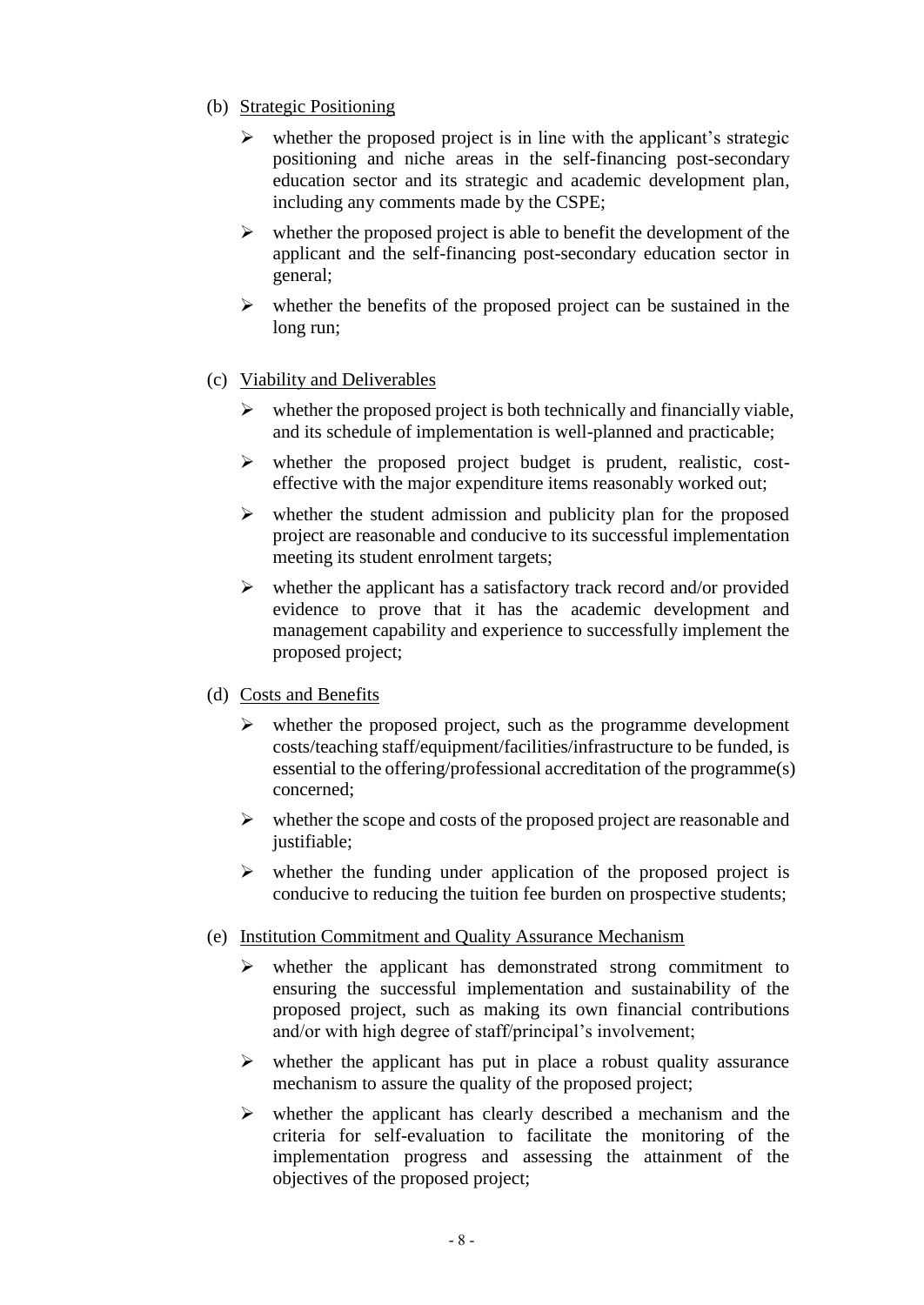(b) <u>Strategic Positioning</u>

- whether the proposed project is in line with the applicant's strategic positioning and niche areas in the self-financing post-secondary education sector and its strategic and academic development plan, including any comments made by the CSPE;
- whether the proposed project is able to benefit the development of the applicant and the self-financing post-secondary education sector in general;
- whether the benefits of the proposed project can be sustained in the long run;

(c) <u>Viability and Deliverables</u>

- whether the proposed project is both technically and financially viable, and its schedule of implementation is well-planned and practicable;
- whether the proposed project budget is prudent, realistic, cost-effective with the major expenditure items reasonably worked out;
- whether the student admission and publicity plan for the proposed project are reasonable and conducive to its successful implementation meeting its student enrolment targets;
- whether the applicant has a satisfactory track record and/or provided evidence to prove that it has the academic development and management capability and experience to successfully implement the proposed project;

(d) <u>Costs and Benefits</u>

- whether the proposed project, such as the programme development costs/teaching staff/equipment/facilities/infrastructure to be funded, is essential to the offering/professional accreditation of the programme(s) concerned;
- whether the scope and costs of the proposed project are reasonable and justifiable;
- whether the funding under application of the proposed project is conducive to reducing the tuition fee burden on prospective students;

(e) <u>Institution Commitment and Quality Assurance Mechanism</u>

- whether the applicant has demonstrated strong commitment to ensuring the successful implementation and sustainability of the proposed project, such as making its own financial contributions and/or with high degree of staff/principal's involvement;
- whether the applicant has put in place a robust quality assurance mechanism to assure the quality of the proposed project;
- whether the applicant has clearly described a mechanism and the criteria for self-evaluation to facilitate the monitoring of the implementation progress and assessing the attainment of the objectives of the proposed project;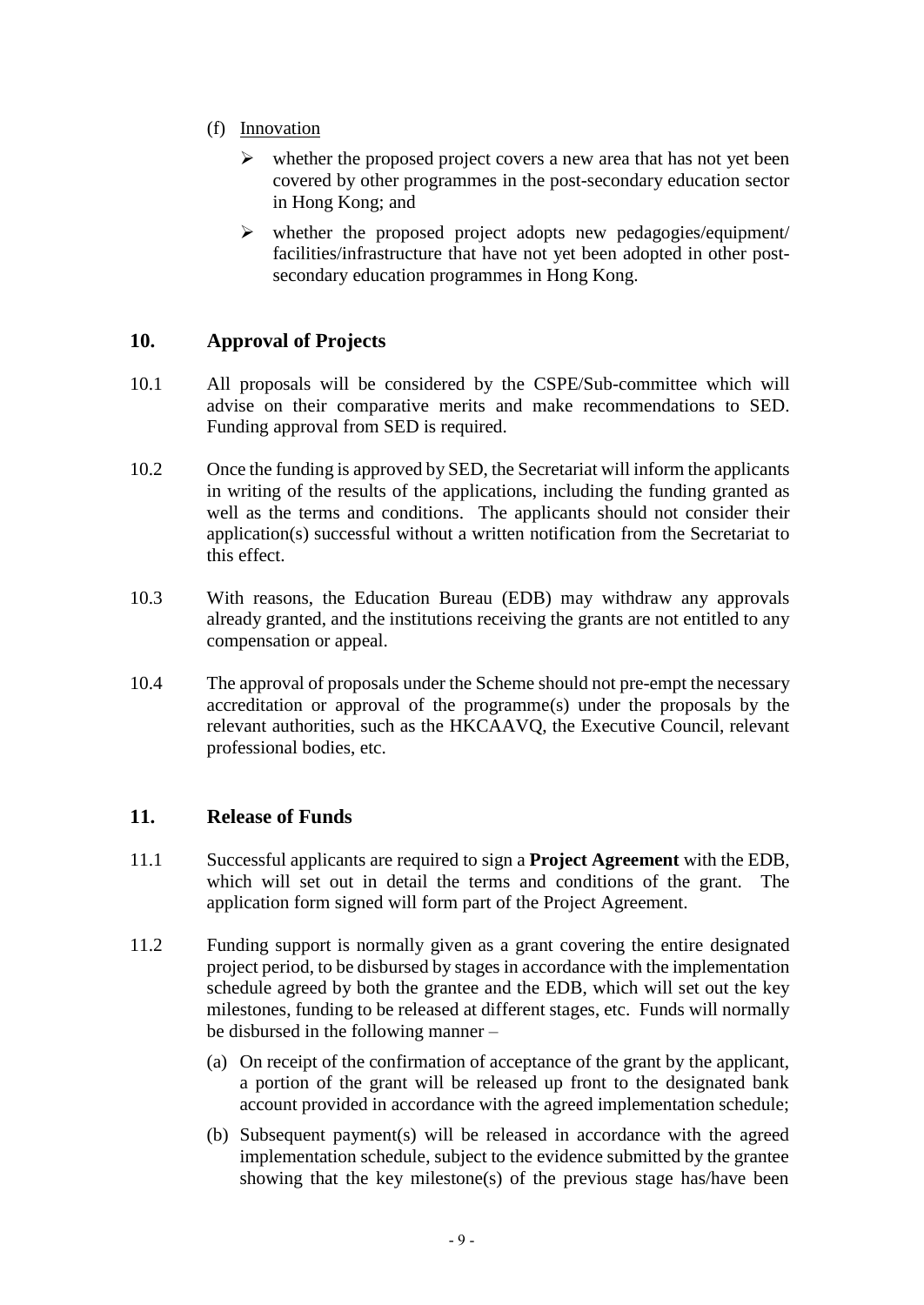(f) Innovation

- whether the proposed project covers a new area that has not yet been covered by other programmes in the post-secondary education sector in Hong Kong; and
- whether the proposed project adopts new pedagogies/equipment/ facilities/infrastructure that have not yet been adopted in other post-secondary education programmes in Hong Kong.

## 10. Approval of Projects

10.1 All proposals will be considered by the CSPE/Sub-committee which will advise on their comparative merits and make recommendations to SED. Funding approval from SED is required.

10.2 Once the funding is approved by SED, the Secretariat will inform the applicants in writing of the results of the applications, including the funding granted as well as the terms and conditions. The applicants should not consider their application(s) successful without a written notification from the Secretariat to this effect.

10.3 With reasons, the Education Bureau (EDB) may withdraw any approvals already granted, and the institutions receiving the grants are not entitled to any compensation or appeal.

10.4 The approval of proposals under the Scheme should not pre-empt the necessary accreditation or approval of the programme(s) under the proposals by the relevant authorities, such as the HKCAAVQ, the Executive Council, relevant professional bodies, etc.

## 11. Release of Funds

11.1 Successful applicants are required to sign a **Project Agreement** with the EDB, which will set out in detail the terms and conditions of the grant. The application form signed will form part of the Project Agreement.

11.2 Funding support is normally given as a grant covering the entire designated project period, to be disbursed by stages in accordance with the implementation schedule agreed by both the grantee and the EDB, which will set out the key milestones, funding to be released at different stages, etc. Funds will normally be disbursed in the following manner –

(a) On receipt of the confirmation of acceptance of the grant by the applicant, a portion of the grant will be released up front to the designated bank account provided in accordance with the agreed implementation schedule;

(b) Subsequent payment(s) will be released in accordance with the agreed implementation schedule, subject to the evidence submitted by the grantee showing that the key milestone(s) of the previous stage has/have been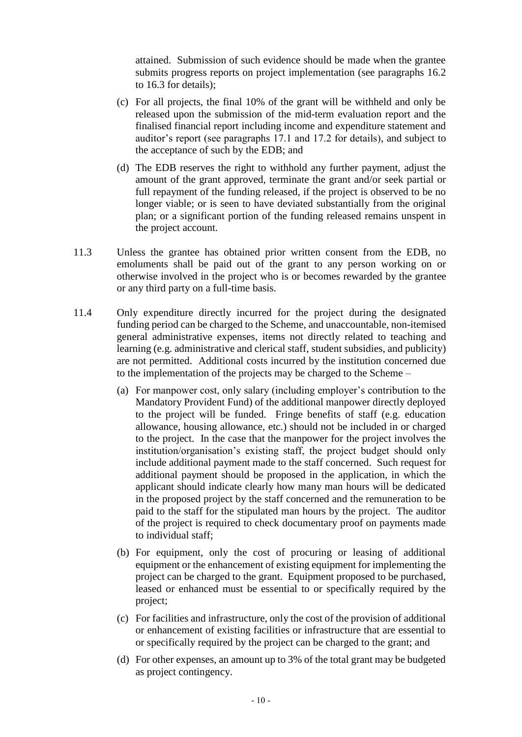attained. Submission of such evidence should be made when the grantee submits progress reports on project implementation (see paragraphs 16.2 to 16.3 for details);

(c) For all projects, the final 10% of the grant will be withheld and only be released upon the submission of the mid-term evaluation report and the finalised financial report including income and expenditure statement and auditor's report (see paragraphs 17.1 and 17.2 for details), and subject to the acceptance of such by the EDB; and

(d) The EDB reserves the right to withhold any further payment, adjust the amount of the grant approved, terminate the grant and/or seek partial or full repayment of the funding released, if the project is observed to be no longer viable; or is seen to have deviated substantially from the original plan; or a significant portion of the funding released remains unspent in the project account.

11.3 Unless the grantee has obtained prior written consent from the EDB, no emoluments shall be paid out of the grant to any person working on or otherwise involved in the project who is or becomes rewarded by the grantee or any third party on a full-time basis.

11.4 Only expenditure directly incurred for the project during the designated funding period can be charged to the Scheme, and unaccountable, non-itemised general administrative expenses, items not directly related to teaching and learning (e.g. administrative and clerical staff, student subsidies, and publicity) are not permitted. Additional costs incurred by the institution concerned due to the implementation of the projects may be charged to the Scheme –

(a) For manpower cost, only salary (including employer's contribution to the Mandatory Provident Fund) of the additional manpower directly deployed to the project will be funded. Fringe benefits of staff (e.g. education allowance, housing allowance, etc.) should not be included in or charged to the project. In the case that the manpower for the project involves the institution/organisation's existing staff, the project budget should only include additional payment made to the staff concerned. Such request for additional payment should be proposed in the application, in which the applicant should indicate clearly how many man hours will be dedicated in the proposed project by the staff concerned and the remuneration to be paid to the staff for the stipulated man hours by the project. The auditor of the project is required to check documentary proof on payments made to individual staff;

(b) For equipment, only the cost of procuring or leasing of additional equipment or the enhancement of existing equipment for implementing the project can be charged to the grant. Equipment proposed to be purchased, leased or enhanced must be essential to or specifically required by the project;

(c) For facilities and infrastructure, only the cost of the provision of additional or enhancement of existing facilities or infrastructure that are essential to or specifically required by the project can be charged to the grant; and

(d) For other expenses, an amount up to 3% of the total grant may be budgeted as project contingency.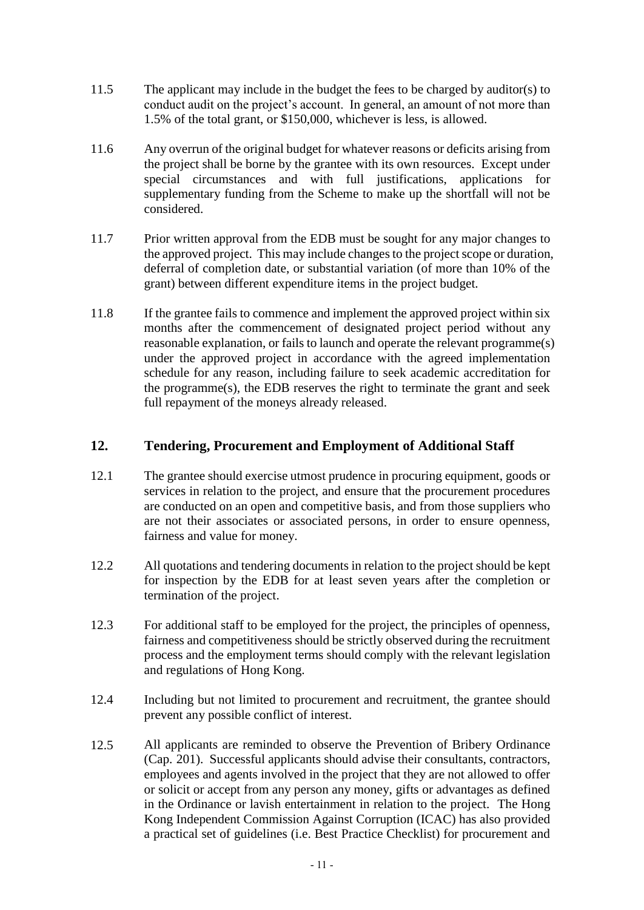11.5 The applicant may include in the budget the fees to be charged by auditor(s) to conduct audit on the project's account. In general, an amount of not more than 1.5% of the total grant, or $150,000, whichever is less, is allowed.

11.6 Any overrun of the original budget for whatever reasons or deficits arising from the project shall be borne by the grantee with its own resources. Except under special circumstances and with full justifications, applications for supplementary funding from the Scheme to make up the shortfall will not be considered.

11.7 Prior written approval from the EDB must be sought for any major changes to the approved project. This may include changes to the project scope or duration, deferral of completion date, or substantial variation (of more than 10% of the grant) between different expenditure items in the project budget.

11.8 If the grantee fails to commence and implement the approved project within six months after the commencement of designated project period without any reasonable explanation, or fails to launch and operate the relevant programme(s) under the approved project in accordance with the agreed implementation schedule for any reason, including failure to seek academic accreditation for the programme(s), the EDB reserves the right to terminate the grant and seek full repayment of the moneys already released.

## 12. Tendering, Procurement and Employment of Additional Staff

12.1 The grantee should exercise utmost prudence in procuring equipment, goods or services in relation to the project, and ensure that the procurement procedures are conducted on an open and competitive basis, and from those suppliers who are not their associates or associated persons, in order to ensure openness, fairness and value for money.

12.2 All quotations and tendering documents in relation to the project should be kept for inspection by the EDB for at least seven years after the completion or termination of the project.

12.3 For additional staff to be employed for the project, the principles of openness, fairness and competitiveness should be strictly observed during the recruitment process and the employment terms should comply with the relevant legislation and regulations of Hong Kong.

12.4 Including but not limited to procurement and recruitment, the grantee should prevent any possible conflict of interest.

12.5 All applicants are reminded to observe the Prevention of Bribery Ordinance (Cap. 201). Successful applicants should advise their consultants, contractors, employees and agents involved in the project that they are not allowed to offer or solicit or accept from any person any money, gifts or advantages as defined in the Ordinance or lavish entertainment in relation to the project. The Hong Kong Independent Commission Against Corruption (ICAC) has also provided a practical set of guidelines (i.e. Best Practice Checklist) for procurement and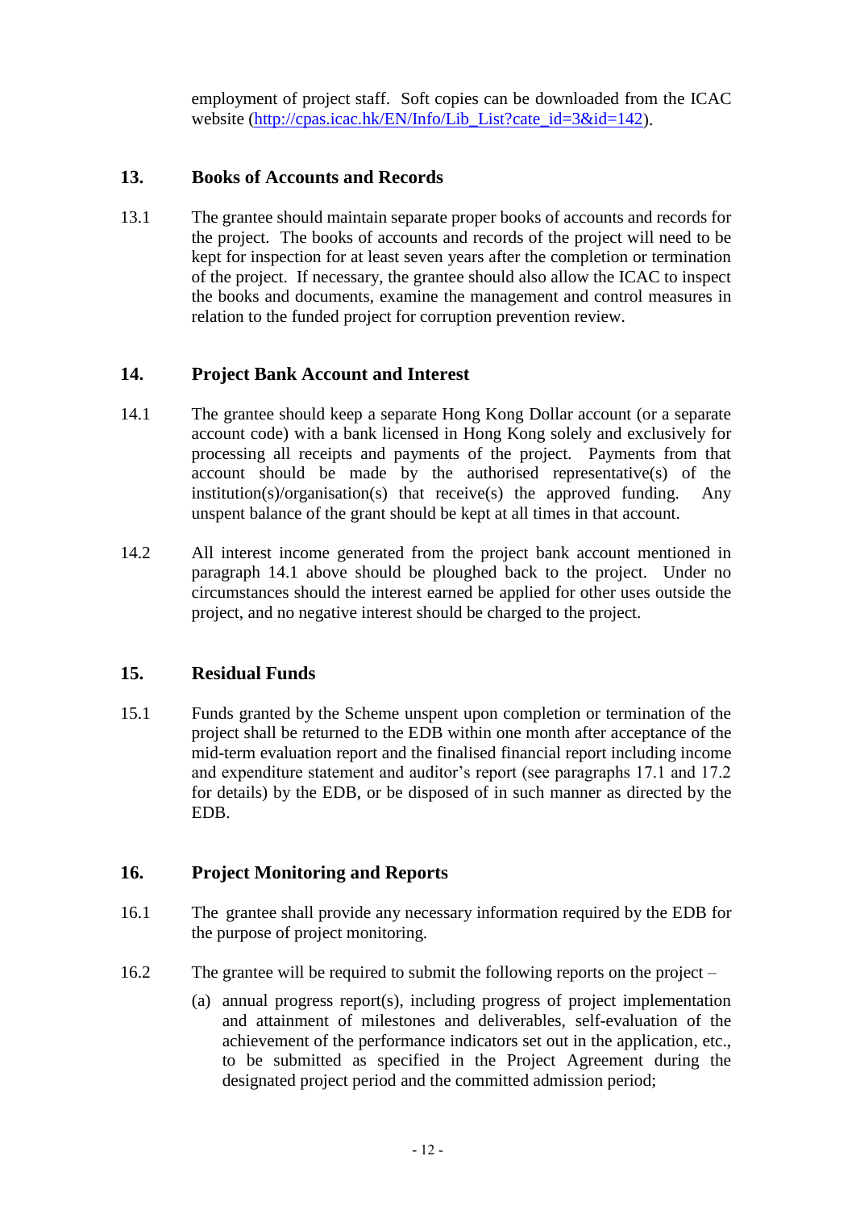employment of project staff. Soft copies can be downloaded from the ICAC website (http://cpas.icac.hk/EN/Info/Lib_List?cate_id=3&id=142).

## 13. Books of Accounts and Records

13.1 The grantee should maintain separate proper books of accounts and records for the project. The books of accounts and records of the project will need to be kept for inspection for at least seven years after the completion or termination of the project. If necessary, the grantee should also allow the ICAC to inspect the books and documents, examine the management and control measures in relation to the funded project for corruption prevention review.

## 14. Project Bank Account and Interest

14.1 The grantee should keep a separate Hong Kong Dollar account (or a separate account code) with a bank licensed in Hong Kong solely and exclusively for processing all receipts and payments of the project. Payments from that account should be made by the authorised representative(s) of the institution(s)/organisation(s) that receive(s) the approved funding. Any unspent balance of the grant should be kept at all times in that account.

14.2 All interest income generated from the project bank account mentioned in paragraph 14.1 above should be ploughed back to the project. Under no circumstances should the interest earned be applied for other uses outside the project, and no negative interest should be charged to the project.

## 15. Residual Funds

15.1 Funds granted by the Scheme unspent upon completion or termination of the project shall be returned to the EDB within one month after acceptance of the mid-term evaluation report and the finalised financial report including income and expenditure statement and auditor's report (see paragraphs 17.1 and 17.2 for details) by the EDB, or be disposed of in such manner as directed by the EDB.

## 16. Project Monitoring and Reports

16.1 The grantee shall provide any necessary information required by the EDB for the purpose of project monitoring.

16.2 The grantee will be required to submit the following reports on the project –

(a) annual progress report(s), including progress of project implementation and attainment of milestones and deliverables, self-evaluation of the achievement of the performance indicators set out in the application, etc., to be submitted as specified in the Project Agreement during the designated project period and the committed admission period;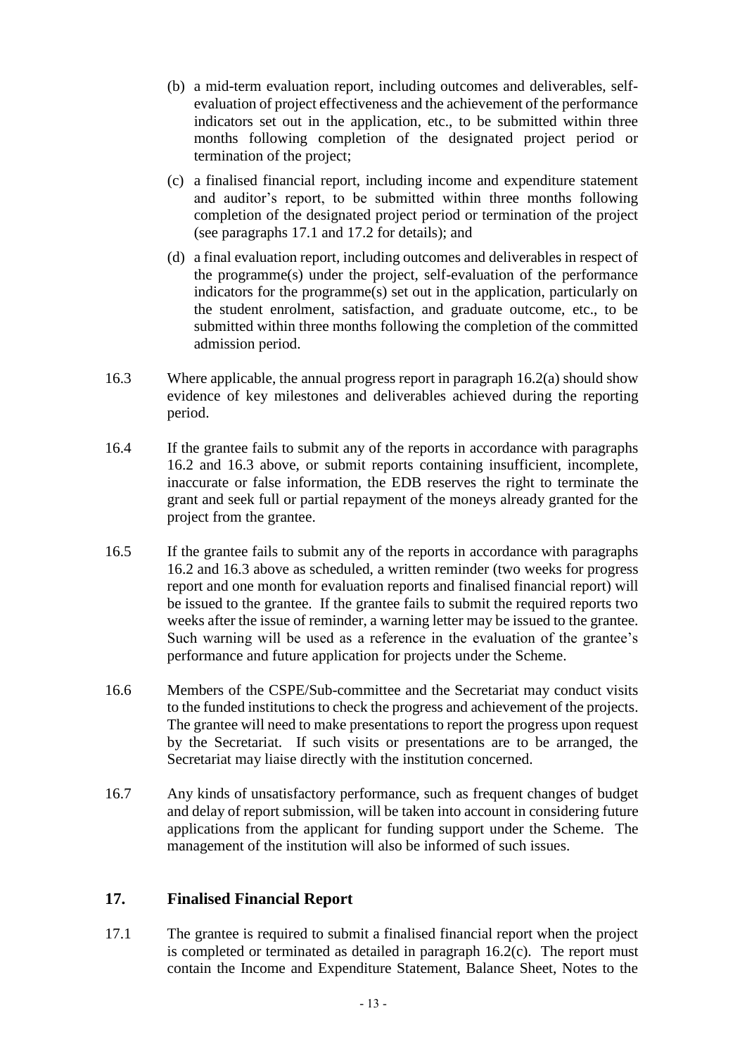(b) a mid-term evaluation report, including outcomes and deliverables, self-evaluation of project effectiveness and the achievement of the performance indicators set out in the application, etc., to be submitted within three months following completion of the designated project period or termination of the project;

(c) a finalised financial report, including income and expenditure statement and auditor's report, to be submitted within three months following completion of the designated project period or termination of the project (see paragraphs 17.1 and 17.2 for details); and

(d) a final evaluation report, including outcomes and deliverables in respect of the programme(s) under the project, self-evaluation of the performance indicators for the programme(s) set out in the application, particularly on the student enrolment, satisfaction, and graduate outcome, etc., to be submitted within three months following the completion of the committed admission period.

16.3 Where applicable, the annual progress report in paragraph 16.2(a) should show evidence of key milestones and deliverables achieved during the reporting period.

16.4 If the grantee fails to submit any of the reports in accordance with paragraphs 16.2 and 16.3 above, or submit reports containing insufficient, incomplete, inaccurate or false information, the EDB reserves the right to terminate the grant and seek full or partial repayment of the moneys already granted for the project from the grantee.

16.5 If the grantee fails to submit any of the reports in accordance with paragraphs 16.2 and 16.3 above as scheduled, a written reminder (two weeks for progress report and one month for evaluation reports and finalised financial report) will be issued to the grantee. If the grantee fails to submit the required reports two weeks after the issue of reminder, a warning letter may be issued to the grantee. Such warning will be used as a reference in the evaluation of the grantee's performance and future application for projects under the Scheme.

16.6 Members of the CSPE/Sub-committee and the Secretariat may conduct visits to the funded institutions to check the progress and achievement of the projects. The grantee will need to make presentations to report the progress upon request by the Secretariat. If such visits or presentations are to be arranged, the Secretariat may liaise directly with the institution concerned.

16.7 Any kinds of unsatisfactory performance, such as frequent changes of budget and delay of report submission, will be taken into account in considering future applications from the applicant for funding support under the Scheme. The management of the institution will also be informed of such issues.

## 17. Finalised Financial Report

17.1 The grantee is required to submit a finalised financial report when the project is completed or terminated as detailed in paragraph 16.2(c). The report must contain the Income and Expenditure Statement, Balance Sheet, Notes to the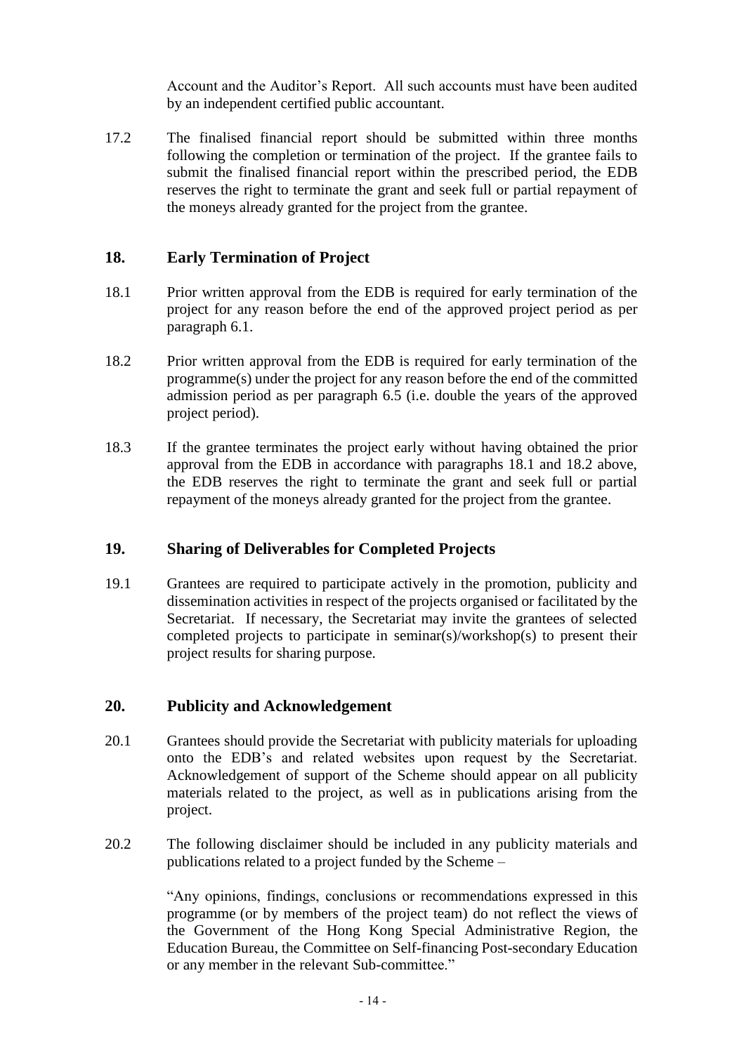Account and the Auditor's Report. All such accounts must have been audited by an independent certified public accountant.

17.2 The finalised financial report should be submitted within three months following the completion or termination of the project. If the grantee fails to submit the finalised financial report within the prescribed period, the EDB reserves the right to terminate the grant and seek full or partial repayment of the moneys already granted for the project from the grantee.

## 18. Early Termination of Project

18.1 Prior written approval from the EDB is required for early termination of the project for any reason before the end of the approved project period as per paragraph 6.1.

18.2 Prior written approval from the EDB is required for early termination of the programme(s) under the project for any reason before the end of the committed admission period as per paragraph 6.5 (i.e. double the years of the approved project period).

18.3 If the grantee terminates the project early without having obtained the prior approval from the EDB in accordance with paragraphs 18.1 and 18.2 above, the EDB reserves the right to terminate the grant and seek full or partial repayment of the moneys already granted for the project from the grantee.

## 19. Sharing of Deliverables for Completed Projects

19.1 Grantees are required to participate actively in the promotion, publicity and dissemination activities in respect of the projects organised or facilitated by the Secretariat. If necessary, the Secretariat may invite the grantees of selected completed projects to participate in seminar(s)/workshop(s) to present their project results for sharing purpose.

## 20. Publicity and Acknowledgement

20.1 Grantees should provide the Secretariat with publicity materials for uploading onto the EDB's and related websites upon request by the Secretariat. Acknowledgement of support of the Scheme should appear on all publicity materials related to the project, as well as in publications arising from the project.

20.2 The following disclaimer should be included in any publicity materials and publications related to a project funded by the Scheme –

> "Any opinions, findings, conclusions or recommendations expressed in this programme (or by members of the project team) do not reflect the views of the Government of the Hong Kong Special Administrative Region, the Education Bureau, the Committee on Self-financing Post-secondary Education or any member in the relevant Sub-committee."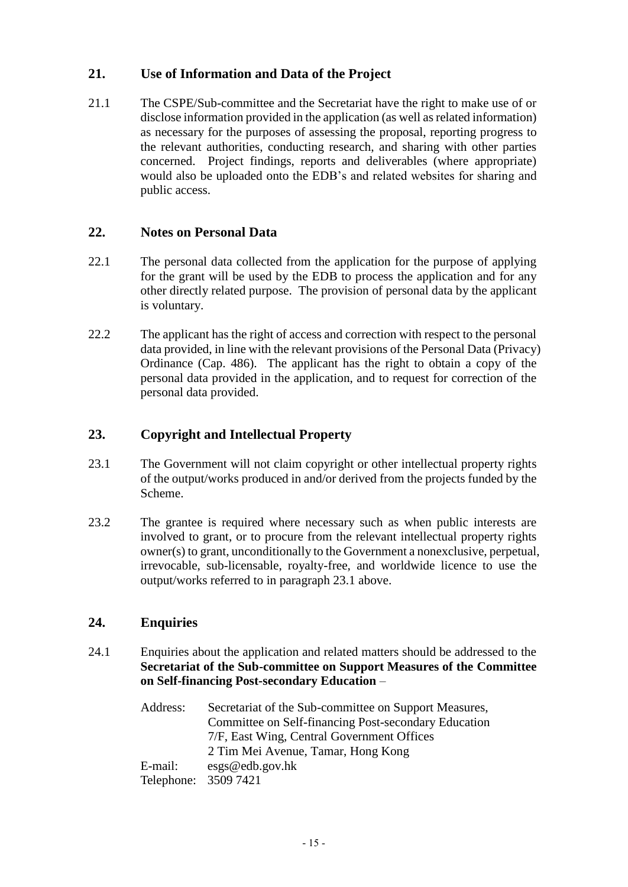## 21. Use of Information and Data of the Project

21.1 The CSPE/Sub-committee and the Secretariat have the right to make use of or disclose information provided in the application (as well as related information) as necessary for the purposes of assessing the proposal, reporting progress to the relevant authorities, conducting research, and sharing with other parties concerned. Project findings, reports and deliverables (where appropriate) would also be uploaded onto the EDB's and related websites for sharing and public access.

## 22. Notes on Personal Data

22.1 The personal data collected from the application for the purpose of applying for the grant will be used by the EDB to process the application and for any other directly related purpose. The provision of personal data by the applicant is voluntary.

22.2 The applicant has the right of access and correction with respect to the personal data provided, in line with the relevant provisions of the Personal Data (Privacy) Ordinance (Cap. 486). The applicant has the right to obtain a copy of the personal data provided in the application, and to request for correction of the personal data provided.

## 23. Copyright and Intellectual Property

23.1 The Government will not claim copyright or other intellectual property rights of the output/works produced in and/or derived from the projects funded by the Scheme.

23.2 The grantee is required where necessary such as when public interests are involved to grant, or to procure from the relevant intellectual property rights owner(s) to grant, unconditionally to the Government a nonexclusive, perpetual, irrevocable, sub-licensable, royalty-free, and worldwide licence to use the output/works referred to in paragraph 23.1 above.

## 24. Enquiries

24.1 Enquiries about the application and related matters should be addressed to the **Secretariat of the Sub-committee on Support Measures of the Committee on Self-financing Post-secondary Education** –

Address: Secretariat of the Sub-committee on Support Measures,
Committee on Self-financing Post-secondary Education
7/F, East Wing, Central Government Offices
2 Tim Mei Avenue, Tamar, Hong Kong
E-mail: esgs@edb.gov.hk
Telephone: 3509 7421